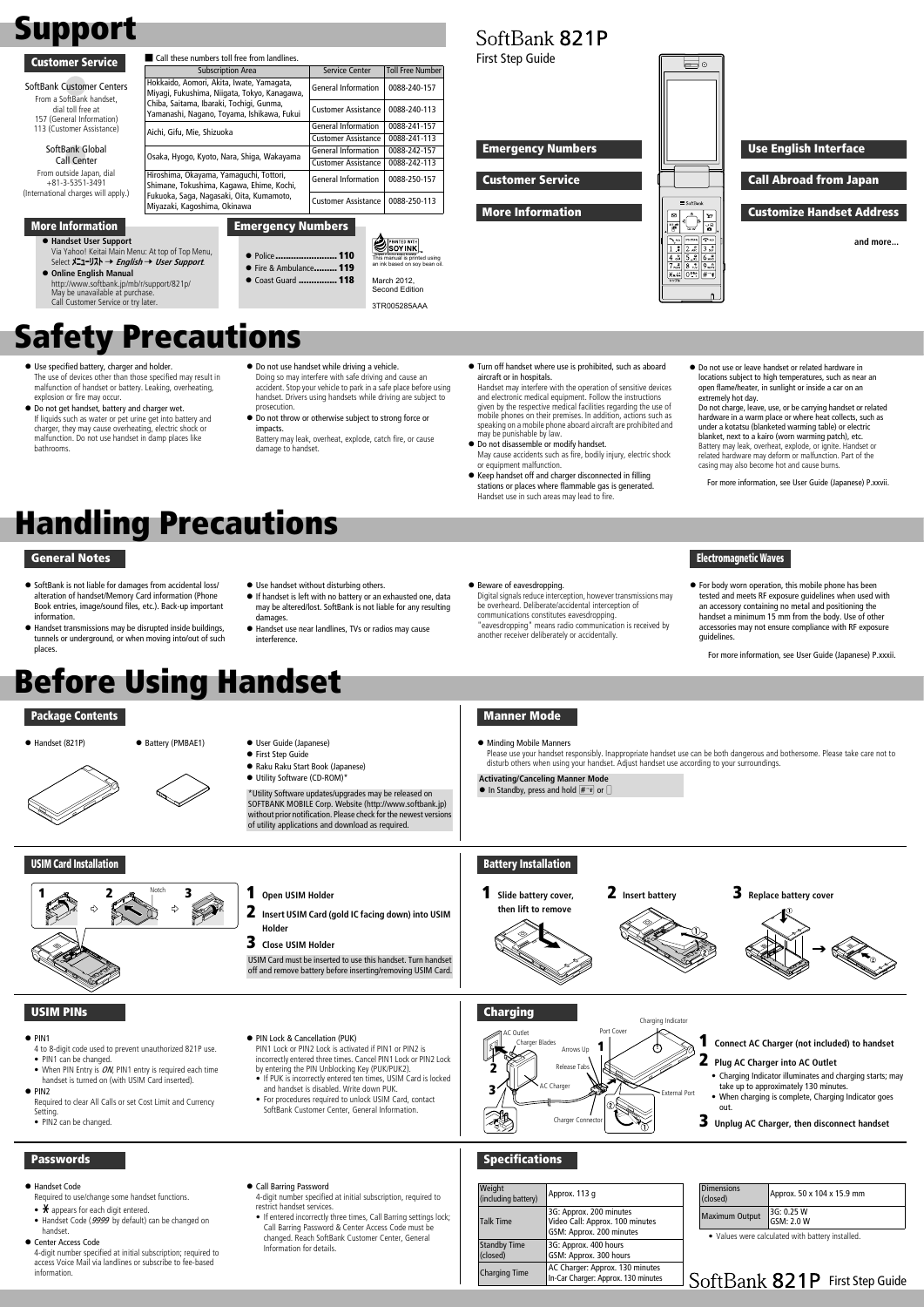# Support

## Customer Service

SoftBank Customer Centers

From a SoftBank handset, dial toll free at
157 (General Information)
113 (Customer Assistance)

SoftBank Global Call Center

From outside Japan, dial
+81-3-5351-3491
(International charges will apply.)

■ Call these numbers toll free from landlines.

| Subscription Area | Service Center | Toll Free Number |
|---|---|---|
| Hokkaido, Aomori, Akita, Iwate, Yamagata, Miyagi, Fukushima, Niigata, Tokyo, Kanagawa, Chiba, Saitama, Ibaraki, Tochigi, Gunma, Yamanashi, Nagano, Toyama, Ishikawa, Fukui | General Information | 0088-240-157 |
| | Customer Assistance | 0088-240-113 |
| Aichi, Gifu, Mie, Shizuoka | General Information | 0088-241-157 |
| | Customer Assistance | 0088-241-113 |
| Osaka, Hyogo, Kyoto, Nara, Shiga, Wakayama | General Information | 0088-242-157 |
| | Customer Assistance | 0088-242-113 |
| Hiroshima, Okayama, Yamaguchi, Tottori, Shimane, Tokushima, Kagawa, Ehime, Kochi, Fukuoka, Saga, Nagasaki, Oita, Kumamoto, Miyazaki, Kagoshima, Okinawa | General Information | 0088-250-157 |
| | Customer Assistance | 0088-250-113 |

## More Information

- **Handset User Support**
  Via Yahoo! Keitai Main Menu: At top of Top Menu, Select メニューリスト → *English* → *User Support*.
- **Online English Manual**
  http://www.softbank.jp/mb/r/support/821p/
  May be unavailable at purchase.
  Call Customer Service or try later.

## Emergency Numbers

- Police ........................ **110**
- Fire & Ambulance.......... **119**
- Coast Guard ............... **118**

This manual is printed using an ink based on soy bean oil.

March 2012, Second Edition

3TR005285AAA

# SoftBank 821P

First Step Guide

- Emergency Numbers
- Customer Service
- More Information
- Use English Interface
- Call Abroad from Japan
- Customize Handset Address

and more...

# Safety Precautions

- Use specified battery, charger and holder.
  The use of devices other than those specified may result in malfunction of handset or battery. Leaking, overheating, explosion or fire may occur.
- Do not get handset, battery and charger wet.
  If liquids such as water or pet urine get into battery and charger, they may cause overheating, electric shock or malfunction. Do not use handset in damp places like bathrooms.
- Do not use handset while driving a vehicle.
  Doing so may interfere with safe driving and cause an accident. Stop your vehicle to park in a safe place before using handset. Drivers using handsets while driving are subject to prosecution.
- Do not throw or otherwise subject to strong force or impacts.
  Battery may leak, overheat, explode, catch fire, or cause damage to handset.
- Turn off handset where use is prohibited, such as aboard aircraft or in hospitals.
  Handset may interfere with the operation of sensitive devices and electronic medical equipment. Follow the instructions given by the respective medical facilities regarding the use of mobile phones on their premises. In addition, actions such as speaking on a mobile phone aboard aircraft are prohibited and may be punishable by law.
- Do not disassemble or modify handset.
  May cause accidents such as fire, bodily injury, electric shock or equipment malfunction.
- Keep handset off and charger disconnected in filling stations or places where flammable gas is generated.
  Handset use in such areas may lead to fire.
- Do not use or leave handset or related hardware in locations subject to high temperatures, such as near an open flame/heater, in sunlight or inside a car on an extremely hot day.
  Do not charge, leave, use, or be carrying handset or related hardware in a warm place or where heat collects, such as under a kotatsu (blanketed warming table) or electric blanket, next to a kairo (worn warming patch), etc.
  Battery may leak, overheat, explode, or ignite. Handset or related hardware may deform or malfunction. Part of the casing may also become hot and cause burns.

For more information, see User Guide (Japanese) P.xxvii.

# Handling Precautions

## General Notes

- SoftBank is not liable for damages from accidental loss/alteration of handset/Memory Card information (Phone Book entries, image/sound files, etc.). Back-up important information.
- Handset transmissions may be disrupted inside buildings, tunnels or underground, or when moving into/out of such places.
- Use handset without disturbing others.
- If handset is left with no battery or an exhausted one, data may be altered/lost. SoftBank is not liable for any resulting damages.
- Handset use near landlines, TVs or radios may cause interference.
- Beware of eavesdropping.
  Digital signals reduce interception, however transmissions may be overheard. Deliberate/accidental interception of communications constitutes eavesdropping.
  "eavesdropping" means radio communication is received by another receiver deliberately or accidentally.

## Electromagnetic Waves

- For body worn operation, this mobile phone has been tested and meets RF exposure guidelines when used with an accessory containing no metal and positioning the handset a minimum 15 mm from the body. Use of other accessories may not ensure compliance with RF exposure guidelines.

For more information, see User Guide (Japanese) P.xxxii.

# Before Using Handset

## Package Contents

- Handset (821P)
- Battery (PMBAE1)
- User Guide (Japanese)
- First Step Guide
- Raku Raku Start Book (Japanese)
- Utility Software (CD-ROM)*

*Utility Software updates/upgrades may be released on SOFTBANK MOBILE Corp. Website (http://www.softbank.jp) without prior notification. Please check for the newest versions of utility applications and download as required.

## Manner Mode

- Minding Mobile Manners
  Please use your handset responsibly. Inappropriate handset use can be both dangerous and bothersome. Please take care not to disturb others when using your handset. Adjust handset use according to your surroundings.

**Activating/Canceling Manner Mode**

- In Standby, press and hold # or 

## USIM Card Installation

Notch

**1** **Open USIM Holder**

**2** **Insert USIM Card (gold IC facing down) into USIM Holder**

**3** **Close USIM Holder**

USIM Card must be inserted to use this handset. Turn handset off and remove battery before inserting/removing USIM Card.

## Battery Installation

**1** **Slide battery cover, then lift to remove**

**2** **Insert battery**

**3** **Replace battery cover**

## USIM PINs

- PIN1
  4 to 8-digit code used to prevent unauthorized 821P use.
  - PIN1 can be changed.
  - When PIN Entry is *ON*, PIN1 entry is required each time handset is turned on (with USIM Card inserted).
- PIN2
  Required to clear All Calls or set Cost Limit and Currency Setting.
  - PIN2 can be changed.
- PIN Lock & Cancellation (PUK)
  PIN1 Lock or PIN2 Lock is activated if PIN1 or PIN2 is incorrectly entered three times. Cancel PIN1 Lock or PIN2 Lock by entering the PIN Unblocking Key (PUK/PUK2).
  - If PUK is incorrectly entered ten times, USIM Card is locked and handset is disabled. Write down PUK.
  - For procedures required to unlock USIM Card, contact SoftBank Customer Center, General Information.

## Charging

Charging Indicator, AC Outlet, Port Cover, Charger Blades, Arrows Up, Release Tabs, AC Charger, External Port, Charger Connector

**1** **Connect AC Charger (not included) to handset**

**2** **Plug AC Charger into AC Outlet**

- Charging Indicator illuminates and charging starts; may take up to approximately 130 minutes.
- When charging is complete, Charging Indicator goes out.

**3** **Unplug AC Charger, then disconnect handset**

## Passwords

- Handset Code
  Required to use/change some handset functions.
  - ✱ appears for each digit entered.
  - Handset Code (*9999* by default) can be changed on handset.
- Center Access Code
  4-digit number specified at initial subscription; required to access Voice Mail via landlines or subscribe to fee-based information.
- Call Barring Password
  4-digit number specified at initial subscription, required to restrict handset services.
  - If entered incorrectly three times, Call Barring settings lock; Call Barring Password & Center Access Code must be changed. Reach SoftBank Customer Center, General Information for details.

## Specifications

| Weight (including battery) | Approx. 113 g |
|---|---|
| Talk Time | 3G: Approx. 200 minutes<br>Video Call: Approx. 100 minutes<br>GSM: Approx. 200 minutes |
| Standby Time (closed) | 3G: Approx. 400 hours<br>GSM: Approx. 300 hours |
| Charging Time | AC Charger: Approx. 130 minutes<br>In-Car Charger: Approx. 130 minutes |

| Dimensions (closed) | Approx. 50 x 104 x 15.9 mm |
|---|---|
| Maximum Output | 3G: 0.25 W<br>GSM: 2.0 W |

- Values were calculated with battery installed.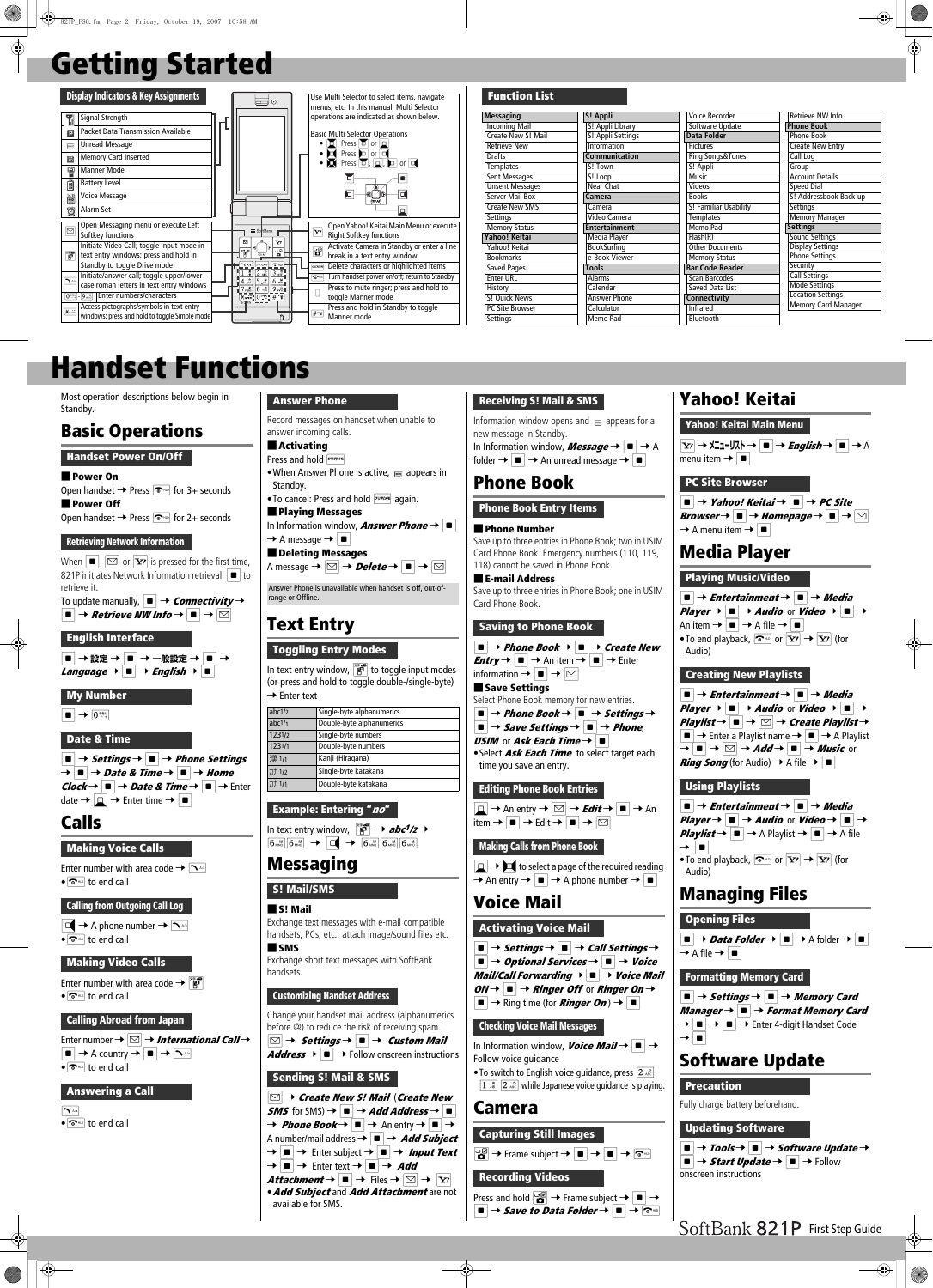# Getting Started

## Display Indicators & Key Assignments

| | |
|---|---|
| | Signal Strength |
| | Packet Data Transmission Available |
| | Unread Message |
| | Memory Card Inserted |
| | Manner Mode |
| | Battery Level |
| | Voice Message |
| | Alarm Set |

| | |
|---|---|
| | Open Messaging menu or execute Left Softkey functions |
| | Initiate Video Call; toggle input mode in text entry windows; press and hold in Standby to toggle Drive mode |
| | Initiate/answer call; toggle upper/lower case roman letters in text entry windows |
| 0 - 9 | Enter numbers/characters |
| | Access pictographs/symbols in text entry windows; press and hold to toggle Simple mode |

Use Multi Selector to select items, navigate menus, etc. In this manual, Multi Selector operations are indicated as shown below.

Basic Multi Selector Operations
- : Press or
- : Press or
- : Press , , or

| | |
|---|---|
| | Open Yahoo! Keitai Main Menu or execute Right Softkey functions |
| | Activate Camera in Standby or enter a line break in a text entry window |
| | Delete characters or highlighted items |
| | Turn handset power on/off; return to Standby |
| | Press to mute ringer; press and hold to toggle Manner mode |
| | Press and hold in Standby to toggle Manner mode |

## Function List

| | | | |
|---|---|---|---|
| **Messaging** | **S! Appli** | Voice Recorder | Retrieve NW Info |
| Incoming Mail | S! Appli Library | Software Update | **Phone Book** |
| Create New S! Mail | S! Appli Settings | **Data Folder** | Phone Book |
| Retrieve New | Information | Pictures | Create New Entry |
| Drafts | **Communication** | Ring Songs&Tones | Call Log |
| Templates | S! Town | S! Appli | Group |
| Sent Messages | S! Loop | Music | Account Details |
| Unsent Messages | Near Chat | Videos | Speed Dial |
| Server Mail Box | **Camera** | Books | S! Addressbook Back-up |
| Create New SMS | Camera | S! Familiar Usability | Settings |
| Settings | Video Camera | Templates | Memory Manager |
| Memory Status | **Entertainment** | Memo Pad | **Settings** |
| **Yahoo! Keitai** | Media Player | Flash(R) | Sound Settings |
| Yahoo! Keitai | BookSurfing | Other Documents | Display Settings |
| Bookmarks | e-Book Viewer | Memory Status | Phone Settings |
| Saved Pages | **Tools** | **Bar Code Reader** | Security |
| Enter URL | Alarms | Scan Barcodes | Call Settings |
| History | Calendar | Saved Data List | Mode Settings |
| S! Quick News | Answer Phone | **Connectivity** | Location Settings |
| PC Site Browser | Calculator | Infrared | Memory Card Manager |
| Settings | Memo Pad | Bluetooth | |

# Handset Functions

Most operation descriptions below begin in Standby.

## Basic Operations

### Handset Power On/Off

**Power On**

Open handset → Press for 3+ seconds

**Power Off**

Open handset → Press for 2+ seconds

### Retrieving Network Information

When , or is pressed for the first time, 821P initiates Network Information retrieval; to retrieve it.

To update manually, → ***Connectivity*** → → ***Retrieve NW Info*** → →

### English Interface

→ **設定** → → **一般設定** → → ***Language*** → → ***English*** →

### My Number

→

### Date & Time

→ ***Settings*** → → ***Phone Settings*** → → ***Date & Time*** → → ***Home Clock*** → → ***Date & Time*** → → Enter date → → Enter time →

## Calls

### Making Voice Calls

Enter number with area code →
- to end call

### Calling from Outgoing Call Log

→ A phone number →
- to end call

### Making Video Calls

Enter number with area code →
- to end call

### Calling Abroad from Japan

Enter number → → ***International Call*** → → A country → → →
- to end call

### Answering a Call

- to end call

### Answer Phone

Record messages on handset when unable to answer incoming calls.

**Activating**

Press and hold
- When Answer Phone is active, appears in Standby.
- To cancel: Press and hold again.

**Playing Messages**

In Information window, ***Answer Phone*** → → A message → →

**Deleting Messages**

A message → → ***Delete*** → →

Answer Phone is unavailable when handset is off, out-of-range or Offline.

## Text Entry

### Toggling Entry Modes

In text entry window, to toggle input modes (or press and hold to toggle double-/single-byte) → Enter text

| | |
|---|---|
| abc1/2 | Single-byte alphanumerics |
| abc1/1 | Double-byte alphanumerics |
| 123 1/2 | Single-byte numbers |
| 123 1/1 | Double-byte numbers |
| 漢 1/1 | Kanji (Hiragana) |
| カ 1/2 | Single-byte katakana |
| カ 1/1 | Double-byte katakana |

### Example: Entering "*no*"

In text entry window, → ***abc1/2*** → 6 6 → → 6 6 6

## Messaging

### S! Mail/SMS

**S! Mail**

Exchange text messages with e-mail compatible handsets, PCs, etc.; attach image/sound files etc.

**SMS**

Exchange short text messages with SoftBank handsets.

### Customizing Handset Address

Change your handset mail address (alphanumerics before @) to reduce the risk of receiving spam.

→ ***Settings*** → → ***Custom Mail Address*** → → Follow onscreen instructions

### Sending S! Mail & SMS

→ ***Create New S! Mail*** (***Create New SMS*** for SMS) → → ***Add Address*** → → ***Phone Book*** → → An entry → → A number/mail address → → ***Add Subject*** → → Enter subject → → ***Input Text*** → → Enter text → → ***Add Attachment*** → → Files → →
- ***Add Subject*** and ***Add Attachment*** are not available for SMS.

### Receiving S! Mail & SMS

Information window opens and appears for a new message in Standby.

In Information window, ***Message*** → → A folder → → An unread message →

## Phone Book

### Phone Book Entry Items

**Phone Number**

Save up to three entries in Phone Book; two in USIM Card Phone Book. Emergency numbers (110, 119, 118) cannot be saved in Phone Book.

**E-mail Address**

Save up to three entries in Phone Book; one in USIM Card Phone Book.

### Saving to Phone Book

→ ***Phone Book*** → → ***Create New Entry*** → → An item → → Enter information → →

**Save Settings**

Select Phone Book memory for new entries.

→ ***Phone Book*** → → ***Settings*** → → ***Save Settings*** → → ***Phone***, ***USIM*** or ***Ask Each Time*** →
- Select ***Ask Each Time*** to select target each time you save an entry.

### Editing Phone Book Entries

→ An entry → → ***Edit*** → → An item → → Edit → →

### Making Calls from Phone Book

→ to select a page of the required reading → An entry → → A phone number →

## Voice Mail

### Activating Voice Mail

→ ***Settings*** → → ***Call Settings*** → → ***Optional Services*** → → ***Voice Mail/Call Forwarding*** → → ***Voice Mail ON*** → → ***Ringer Off*** or ***Ringer On*** → → Ring time (for ***Ringer On***) →

### Checking Voice Mail Messages

In Information window, ***Voice Mail*** → → Follow voice guidance
- To switch to English voice guidance, press 2 1 2 while Japanese voice guidance is playing.

## Camera

### Capturing Still Images

→ Frame subject → → →

### Recording Videos

Press and hold → Frame subject → → → ***Save to Data Folder*** → →

## Yahoo! Keitai

### Yahoo! Keitai Main Menu

→ **メニューリスト** → → ***English*** → → A menu item →

### PC Site Browser

→ ***Yahoo! Keitai*** → → ***PC Site Browser*** → → ***Homepage*** → → → A menu item →

## Media Player

### Playing Music/Video

→ ***Entertainment*** → → ***Media Player*** → → ***Audio*** or ***Video*** → → An item → → A file →
- To end playback, or → (for Audio)

### Creating New Playlists

→ ***Entertainment*** → → ***Media Player*** → → ***Audio*** or ***Video*** → → ***Playlist*** → → → ***Create Playlist*** → → Enter a Playlist name → → A Playlist → → → ***Add*** → → ***Music*** or ***Ring Song*** (for Audio) → A file →

### Using Playlists

→ ***Entertainment*** → → ***Media Player*** → → ***Audio*** or ***Video*** → → ***Playlist*** → → A Playlist → → A file →
- To end playback, or → (for Audio)

## Managing Files

### Opening Files

→ ***Data Folder*** → → A folder → → A file →

### Formatting Memory Card

→ ***Settings*** → → ***Memory Card Manager*** → → ***Format Memory Card*** → → → Enter 4-digit Handset Code →

## Software Update

### Precaution

Fully charge battery beforehand.

### Updating Software

→ ***Tools*** → → ***Software Update*** → → ***Start Update*** → → Follow onscreen instructions

SoftBank 821P First Step Guide